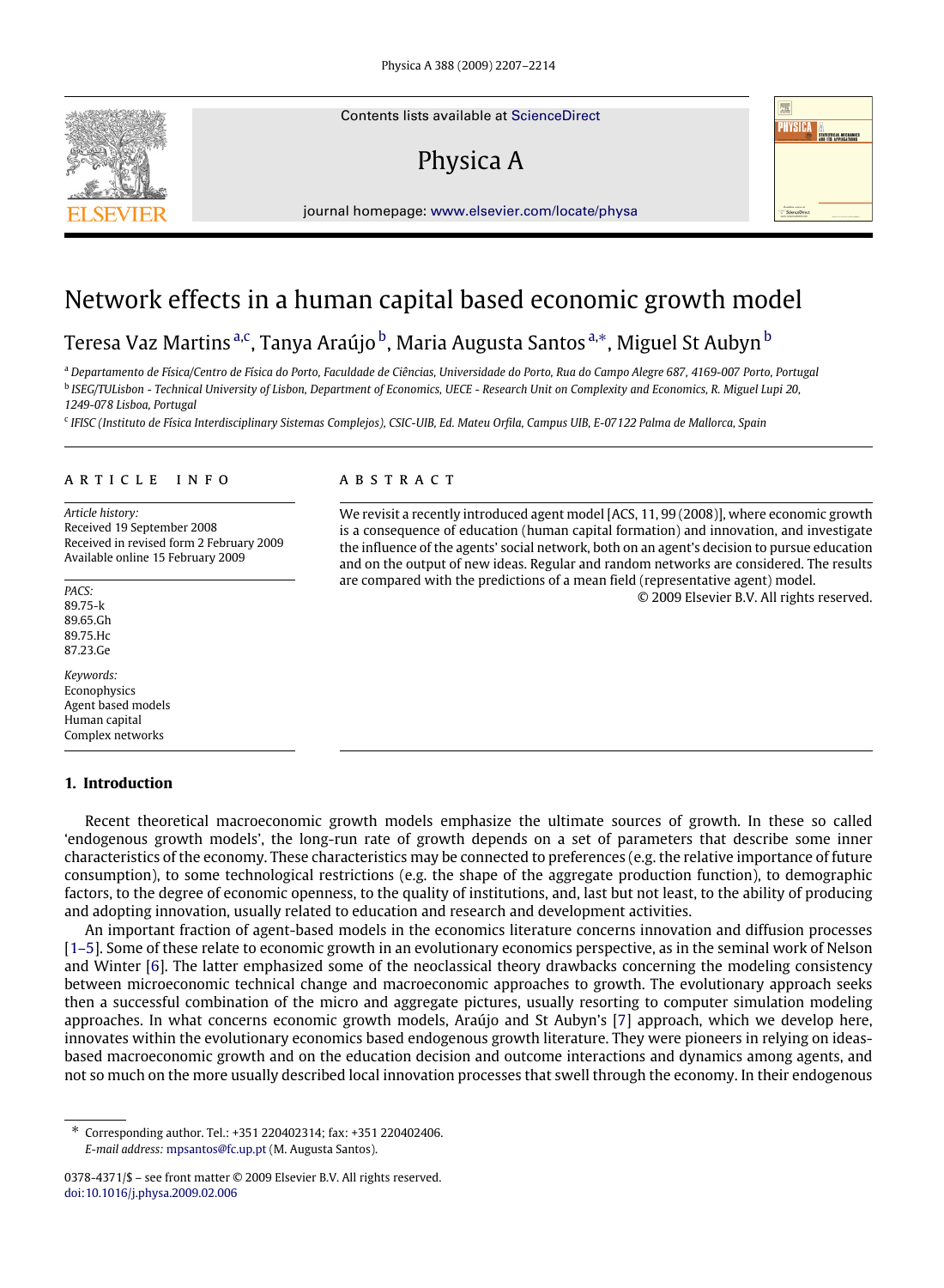# Network effects in a human capital based economic growth model

Teresa Vaz Martins [a,c], Tanya Araújo [b], Maria Augusta Santos [a,*], Miguel St Aubyn [b]

[a] Departamento de Física/Centro de Física do Porto, Faculdade de Ciências, Universidade do Porto, Rua do Campo Alegre 687, 4169-007 Porto, Portugal

[b] ISEG/TULisbon - Technical University of Lisbon, Department of Economics, UECE - Research Unit on Complexity and Economics, R. Miguel Lupi 20, 1249-078 Lisboa, Portugal

[c] IFISC (Instituto de Física Interdisciplinary Sistemas Complejos), CSIC-UIB, Ed. Mateu Orfila, Campus UIB, E-07122 Palma de Mallorca, Spain

## ARTICLE INFO

*Article history:*
Received 19 September 2008
Received in revised form 2 February 2009
Available online 15 February 2009

*PACS:*
89.75.-k
89.65.Gh
89.75.Hc
87.23.Ge

*Keywords:*
Econophysics
Agent based models
Human capital
Complex networks

## ABSTRACT

We revisit a recently introduced agent model [ACS, 11, 99 (2008)], where economic growth is a consequence of education (human capital formation) and innovation, and investigate the influence of the agents' social network, both on an agent's decision to pursue education and on the output of new ideas. Regular and random networks are considered. The results are compared with the predictions of a mean field (representative agent) model.

© 2009 Elsevier B.V. All rights reserved.

## 1. Introduction

Recent theoretical macroeconomic growth models emphasize the ultimate sources of growth. In these so called 'endogenous growth models', the long-run rate of growth depends on a set of parameters that describe some inner characteristics of the economy. These characteristics may be connected to preferences (e.g. the relative importance of future consumption), to some technological restrictions (e.g. the shape of the aggregate production function), to demographic factors, to the degree of economic openness, to the quality of institutions, and, last but not least, to the ability of producing and adopting innovation, usually related to education and research and development activities.

An important fraction of agent-based models in the economics literature concerns innovation and diffusion processes [1–5]. Some of these relate to economic growth in an evolutionary economics perspective, as in the seminal work of Nelson and Winter [6]. The latter emphasized some of the neoclassical theory drawbacks concerning the modeling consistency between microeconomic technical change and macroeconomic approaches to growth. The evolutionary approach seeks then a successful combination of the micro and aggregate pictures, usually resorting to computer simulation modeling approaches. In what concerns economic growth models, Araújo and St Aubyn's [7] approach, which we develop here, innovates within the evolutionary economics based endogenous growth literature. They were pioneers in relying on ideas-based macroeconomic growth and on the education decision and outcome interactions and dynamics among agents, and not so much on the more usually described local innovation processes that swell through the economy. In their endogenous

\* Corresponding author. Tel.: +351 220402314; fax: +351 220402406.
*E-mail address:* mpsantos@fc.up.pt (M. Augusta Santos).

0378-4371/$ – see front matter © 2009 Elsevier B.V. All rights reserved.
doi:10.1016/j.physa.2009.02.006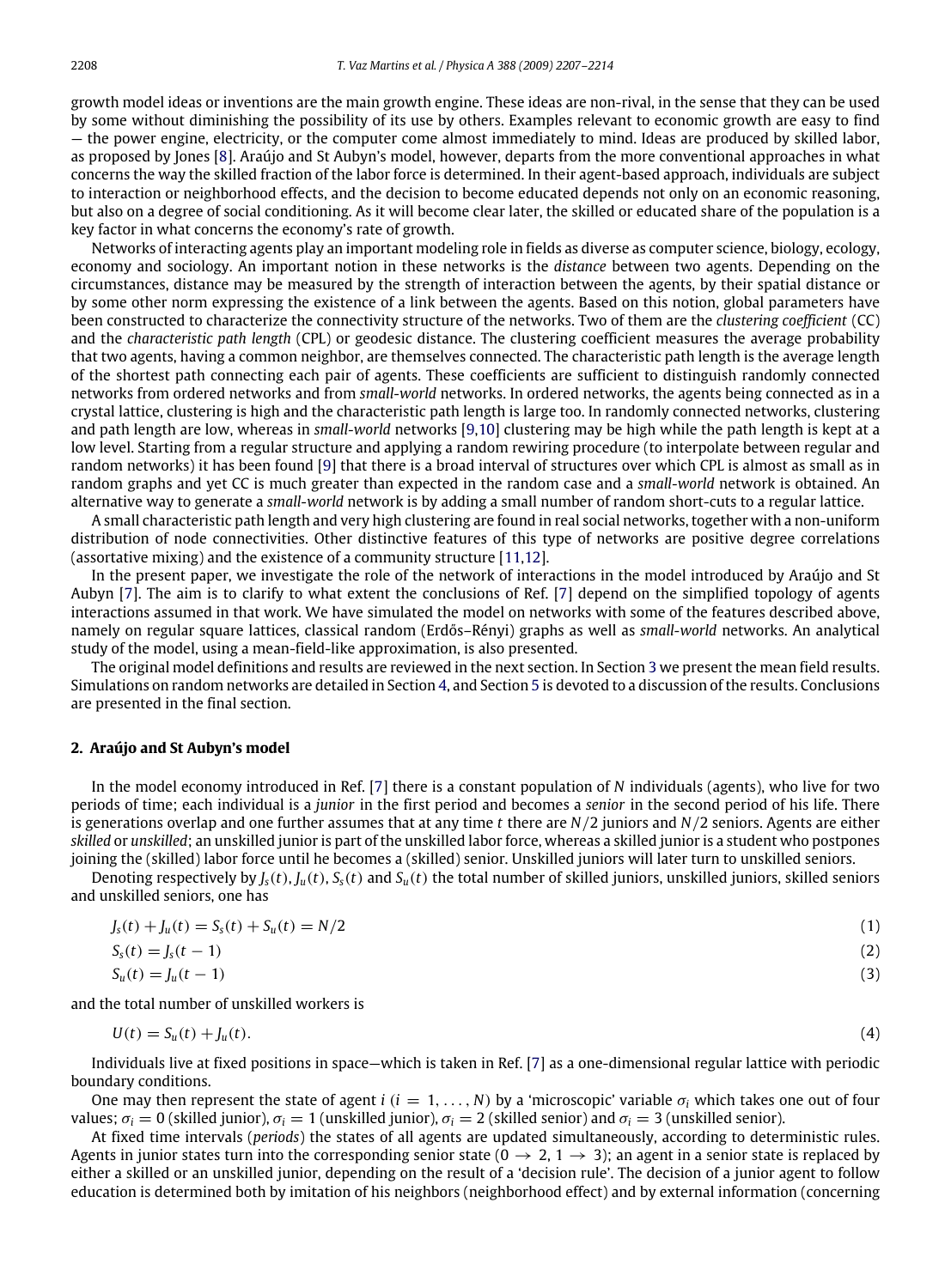growth model ideas or inventions are the main growth engine. These ideas are non-rival, in the sense that they can be used by some without diminishing the possibility of its use by others. Examples relevant to economic growth are easy to find — the power engine, electricity, or the computer come almost immediately to mind. Ideas are produced by skilled labor, as proposed by Jones [8]. Araújo and St Aubyn's model, however, departs from the more conventional approaches in what concerns the way the skilled fraction of the labor force is determined. In their agent-based approach, individuals are subject to interaction or neighborhood effects, and the decision to become educated depends not only on an economic reasoning, but also on a degree of social conditioning. As it will become clear later, the skilled or educated share of the population is a key factor in what concerns the economy's rate of growth.

Networks of interacting agents play an important modeling role in fields as diverse as computer science, biology, ecology, economy and sociology. An important notion in these networks is the *distance* between two agents. Depending on the circumstances, distance may be measured by the strength of interaction between the agents, by their spatial distance or by some other norm expressing the existence of a link between the agents. Based on this notion, global parameters have been constructed to characterize the connectivity structure of the networks. Two of them are the *clustering coefficient* (CC) and the *characteristic path length* (CPL) or geodesic distance. The clustering coefficient measures the average probability that two agents, having a common neighbor, are themselves connected. The characteristic path length is the average length of the shortest path connecting each pair of agents. These coefficients are sufficient to distinguish randomly connected networks from ordered networks and from *small-world* networks. In ordered networks, the agents being connected as in a crystal lattice, clustering is high and the characteristic path length is large too. In randomly connected networks, clustering and path length are low, whereas in *small-world* networks [9,10] clustering may be high while the path length is kept at a low level. Starting from a regular structure and applying a random rewiring procedure (to interpolate between regular and random networks) it has been found [9] that there is a broad interval of structures over which CPL is almost as small as in random graphs and yet CC is much greater than expected in the random case and a *small-world* network is obtained. An alternative way to generate a *small-world* network is by adding a small number of random short-cuts to a regular lattice.

A small characteristic path length and very high clustering are found in real social networks, together with a non-uniform distribution of node connectivities. Other distinctive features of this type of networks are positive degree correlations (assortative mixing) and the existence of a community structure [11,12].

In the present paper, we investigate the role of the network of interactions in the model introduced by Araújo and St Aubyn [7]. The aim is to clarify to what extent the conclusions of Ref. [7] depend on the simplified topology of agents interactions assumed in that work. We have simulated the model on networks with some of the features described above, namely on regular square lattices, classical random (Erdős–Rényi) graphs as well as *small-world* networks. An analytical study of the model, using a mean-field-like approximation, is also presented.

The original model definitions and results are reviewed in the next section. In Section 3 we present the mean field results. Simulations on random networks are detailed in Section 4, and Section 5 is devoted to a discussion of the results. Conclusions are presented in the final section.

## 2. Araújo and St Aubyn's model

In the model economy introduced in Ref. [7] there is a constant population of $N$ individuals (agents), who live for two periods of time; each individual is a *junior* in the first period and becomes a *senior* in the second period of his life. There is generations overlap and one further assumes that at any time $t$ there are $N/2$ juniors and $N/2$ seniors. Agents are either *skilled* or *unskilled*; an unskilled junior is part of the unskilled labor force, whereas a skilled junior is a student who postpones joining the (skilled) labor force until he becomes a (skilled) senior. Unskilled juniors will later turn to unskilled seniors.

Denoting respectively by $J_s(t)$, $J_u(t)$, $S_s(t)$ and $S_u(t)$ the total number of skilled juniors, unskilled juniors, skilled seniors and unskilled seniors, one has

$$J_s(t) + J_u(t) = S_s(t) + S_u(t) = N/2 \tag{1}$$

$$S_s(t) = J_s(t-1) \tag{2}$$

$$S_u(t) = J_u(t-1) \tag{3}$$

and the total number of unskilled workers is

$$U(t) = S_u(t) + J_u(t). \tag{4}$$

Individuals live at fixed positions in space—which is taken in Ref. [7] as a one-dimensional regular lattice with periodic boundary conditions.

One may then represent the state of agent $i$ ($i = 1, \ldots, N$) by a 'microscopic' variable $\sigma_i$ which takes one out of four values; $\sigma_i = 0$ (skilled junior), $\sigma_i = 1$ (unskilled junior), $\sigma_i = 2$ (skilled senior) and $\sigma_i = 3$ (unskilled senior).

At fixed time intervals (*periods*) the states of all agents are updated simultaneously, according to deterministic rules. Agents in junior states turn into the corresponding senior state ($0 \to 2$, $1 \to 3$); an agent in a senior state is replaced by either a skilled or an unskilled junior, depending on the result of a 'decision rule'. The decision of a junior agent to follow education is determined both by imitation of his neighbors (neighborhood effect) and by external information (concerning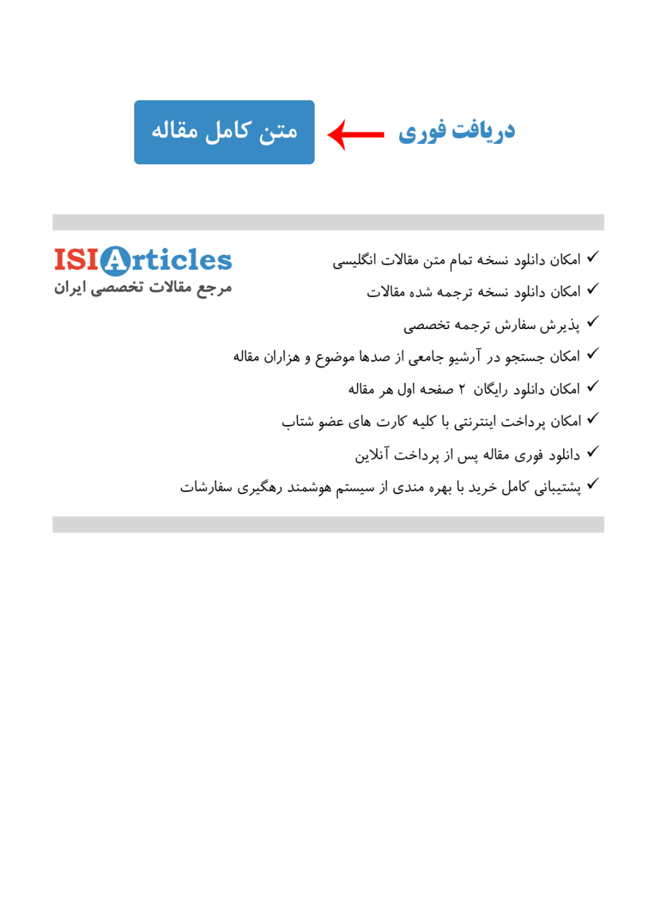دریافت فوری ← متن کامل مقاله

**ISIArticles**
مرجع مقالات تخصصی ایران

- ✓ امکان دانلود نسخه تمام متن مقالات انگلیسی
- ✓ امکان دانلود نسخه ترجمه شده مقالات
- ✓ پذیرش سفارش ترجمه تخصصی
- ✓ امکان جستجو در آرشیو جامعی از صدها موضوع و هزاران مقاله
- ✓ امکان دانلود رایگان ۲ صفحه اول هر مقاله
- ✓ امکان پرداخت اینترنتی با کلیه کارت های عضو شتاب
- ✓ دانلود فوری مقاله پس از پرداخت آنلاین
- ✓ پشتیبانی کامل خرید با بهره مندی از سیستم هوشمند رهگیری سفارشات